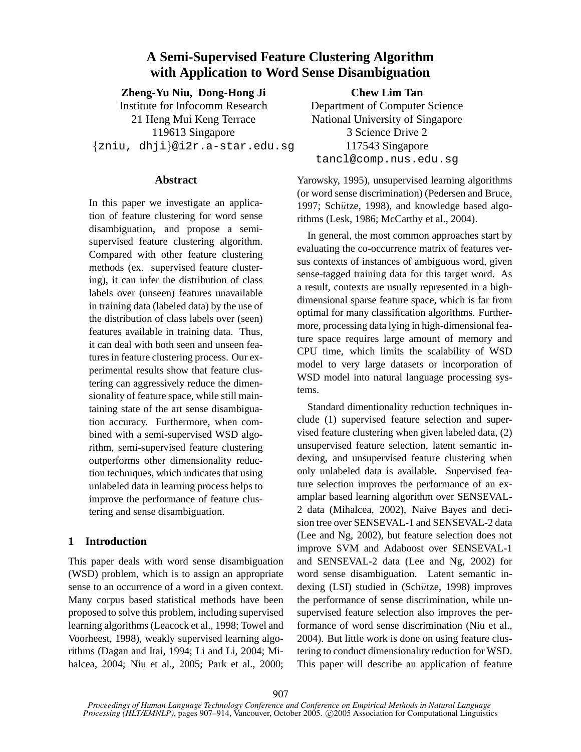# A Semi-Supervised Feature Clustering Algorithm with Application to Word Sense Disambiguation

**Zheng-Yu Niu, Dong-Hong Ji**
Institute for Infocomm Research
21 Heng Mui Keng Terrace
119613 Singapore
{zniu, dhji}@i2r.a-star.edu.sg

**Chew Lim Tan**
Department of Computer Science
National University of Singapore
3 Science Drive 2
117543 Singapore
tancl@comp.nus.edu.sg

## Abstract

In this paper we investigate an application of feature clustering for word sense disambiguation, and propose a semi-supervised feature clustering algorithm. Compared with other feature clustering methods (ex. supervised feature clustering), it can infer the distribution of class labels over (unseen) features unavailable in training data (labeled data) by the use of the distribution of class labels over (seen) features available in training data. Thus, it can deal with both seen and unseen features in feature clustering process. Our experimental results show that feature clustering can aggressively reduce the dimensionality of feature space, while still maintaining state of the art sense disambiguation accuracy. Furthermore, when combined with a semi-supervised WSD algorithm, semi-supervised feature clustering outperforms other dimensionality reduction techniques, which indicates that using unlabeled data in learning process helps to improve the performance of feature clustering and sense disambiguation.

## 1 Introduction

This paper deals with word sense disambiguation (WSD) problem, which is to assign an appropriate sense to an occurrence of a word in a given context. Many corpus based statistical methods have been proposed to solve this problem, including supervised learning algorithms (Leacock et al., 1998; Towel and Voorheest, 1998), weakly supervised learning algorithms (Dagan and Itai, 1994; Li and Li, 2004; Mihalcea, 2004; Niu et al., 2005; Park et al., 2000; Yarowsky, 1995), unsupervised learning algorithms (or word sense discrimination) (Pedersen and Bruce, 1997; Schütze, 1998), and knowledge based algorithms (Lesk, 1986; McCarthy et al., 2004).

In general, the most common approaches start by evaluating the co-occurrence matrix of features versus contexts of instances of ambiguous word, given sense-tagged training data for this target word. As a result, contexts are usually represented in a high-dimensional sparse feature space, which is far from optimal for many classification algorithms. Furthermore, processing data lying in high-dimensional feature space requires large amount of memory and CPU time, which limits the scalability of WSD model to very large datasets or incorporation of WSD model into natural language processing systems.

Standard dimentionality reduction techniques include (1) supervised feature selection and supervised feature clustering when given labeled data, (2) unsupervised feature selection, latent semantic indexing, and unsupervised feature clustering when only unlabeled data is available. Supervised feature selection improves the performance of an examplar based learning algorithm over SENSEVAL-2 data (Mihalcea, 2002), Naive Bayes and decision tree over SENSEVAL-1 and SENSEVAL-2 data (Lee and Ng, 2002), but feature selection does not improve SVM and Adaboost over SENSEVAL-1 and SENSEVAL-2 data (Lee and Ng, 2002) for word sense disambiguation. Latent semantic indexing (LSI) studied in (Schütze, 1998) improves the performance of sense discrimination, while unsupervised feature selection also improves the performance of word sense discrimination (Niu et al., 2004). But little work is done on using feature clustering to conduct dimensionality reduction for WSD. This paper will describe an application of feature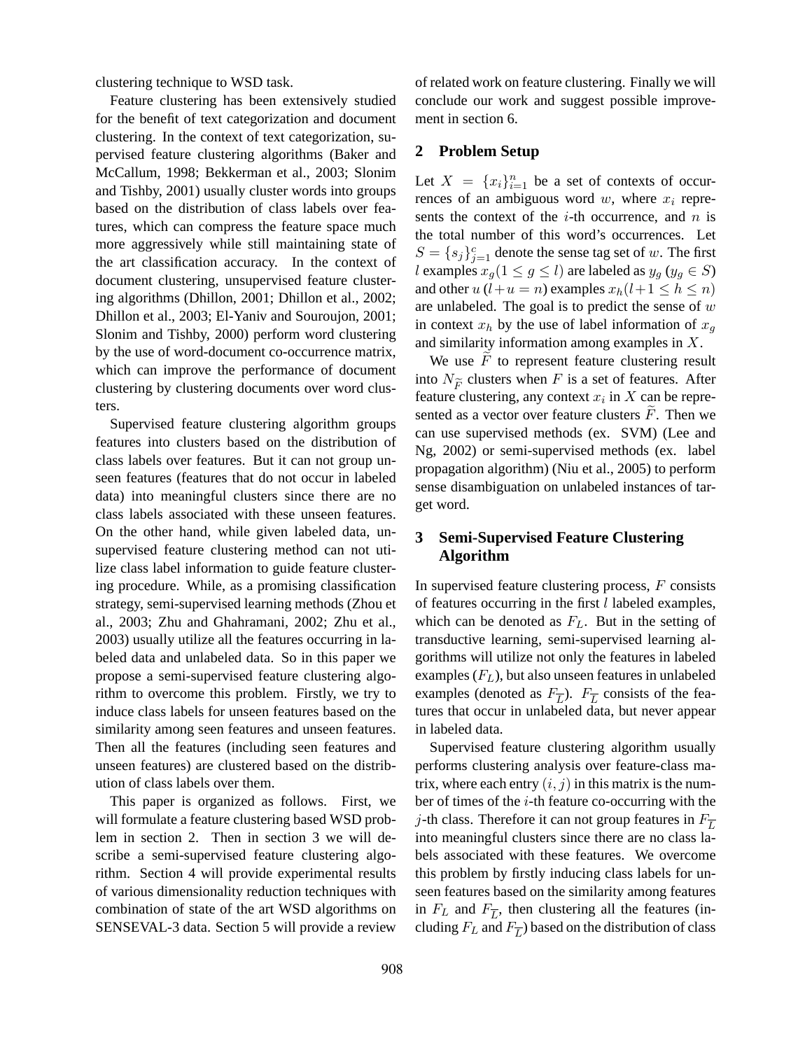clustering technique to WSD task.

Feature clustering has been extensively studied for the benefit of text categorization and document clustering. In the context of text categorization, supervised feature clustering algorithms (Baker and McCallum, 1998; Bekkerman et al., 2003; Slonim and Tishby, 2001) usually cluster words into groups based on the distribution of class labels over features, which can compress the feature space much more aggressively while still maintaining state of the art classification accuracy. In the context of document clustering, unsupervised feature clustering algorithms (Dhillon, 2001; Dhillon et al., 2002; Dhillon et al., 2003; El-Yaniv and Souroujon, 2001; Slonim and Tishby, 2000) perform word clustering by the use of word-document co-occurrence matrix, which can improve the performance of document clustering by clustering documents over word clusters.

Supervised feature clustering algorithm groups features into clusters based on the distribution of class labels over features. But it can not group unseen features (features that do not occur in labeled data) into meaningful clusters since there are no class labels associated with these unseen features. On the other hand, while given labeled data, unsupervised feature clustering method can not utilize class label information to guide feature clustering procedure. While, as a promising classification strategy, semi-supervised learning methods (Zhou et al., 2003; Zhu and Ghahramani, 2002; Zhu et al., 2003) usually utilize all the features occurring in labeled data and unlabeled data. So in this paper we propose a semi-supervised feature clustering algorithm to overcome this problem. Firstly, we try to induce class labels for unseen features based on the similarity among seen features and unseen features. Then all the features (including seen features and unseen features) are clustered based on the distribution of class labels over them.

This paper is organized as follows. First, we will formulate a feature clustering based WSD problem in section 2. Then in section 3 we will describe a semi-supervised feature clustering algorithm. Section 4 will provide experimental results of various dimensionality reduction techniques with combination of state of the art WSD algorithms on SENSEVAL-3 data. Section 5 will provide a review of related work on feature clustering. Finally we will conclude our work and suggest possible improvement in section 6.

## 2 Problem Setup

Let $X = \{x_i\}_{i=1}^n$ be a set of contexts of occurrences of an ambiguous word $w$, where $x_i$ represents the context of the $i$-th occurrence, and $n$ is the total number of this word's occurrences. Let $S = \{s_j\}_{j=1}^c$ denote the sense tag set of $w$. The first $l$ examples $x_g (1 \leq g \leq l)$ are labeled as $y_g$ ($y_g \in S$) and other $u$ ($l+u = n$) examples $x_h(l+1 \leq h \leq n)$ are unlabeled. The goal is to predict the sense of $w$ in context $x_h$ by the use of label information of $x_g$ and similarity information among examples in $X$.

We use $\widetilde{F}$ to represent feature clustering result into $N_{\widetilde{F}}$ clusters when $F$ is a set of features. After feature clustering, any context $x_i$ in $X$ can be represented as a vector over feature clusters $\widetilde{F}$. Then we can use supervised methods (ex. SVM) (Lee and Ng, 2002) or semi-supervised methods (ex. label propagation algorithm) (Niu et al., 2005) to perform sense disambiguation on unlabeled instances of target word.

## 3 Semi-Supervised Feature Clustering Algorithm

In supervised feature clustering process, $F$ consists of features occurring in the first $l$ labeled examples, which can be denoted as $F_L$. But in the setting of transductive learning, semi-supervised learning algorithms will utilize not only the features in labeled examples ($F_L$), but also unseen features in unlabeled examples (denoted as $F_{\overline{L}}$). $F_{\overline{L}}$ consists of the features that occur in unlabeled data, but never appear in labeled data.

Supervised feature clustering algorithm usually performs clustering analysis over feature-class matrix, where each entry $(i, j)$ in this matrix is the number of times of the $i$-th feature co-occurring with the $j$-th class. Therefore it can not group features in $F_{\overline{L}}$ into meaningful clusters since there are no class labels associated with these features. We overcome this problem by firstly inducing class labels for unseen features based on the similarity among features in $F_L$ and $F_{\overline{L}}$, then clustering all the features (including $F_L$ and $F_{\overline{L}}$) based on the distribution of class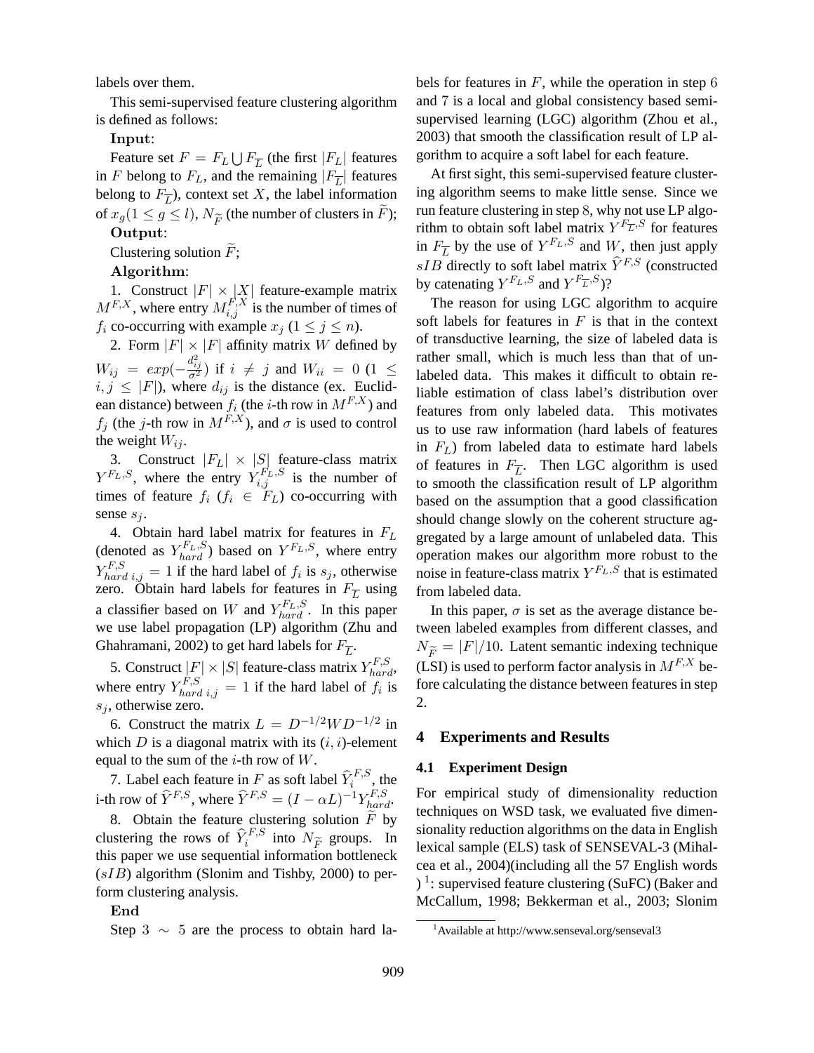labels over them.

This semi-supervised feature clustering algorithm is defined as follows:

**Input**:

Feature set $F = F_L \bigcup F_{\overline{L}}$ (the first $|F_L|$ features in $F$ belong to $F_L$, and the remaining $|F_{\overline{L}}|$ features belong to $F_{\overline{L}}$), context set $X$, the label information of $x_g (1 \leq g \leq l)$, $N_{\widetilde{F}}$ (the number of clusters in $\widetilde{F}$);

**Output**:

Clustering solution $\widetilde{F}$;

**Algorithm**:

1. Construct $|F| \times |X|$ feature-example matrix $M^{F,X}$, where entry $M^{F,X}_{i,j}$ is the number of times of $f_i$ co-occurring with example $x_j$ ($1 \leq j \leq n$).

2. Form $|F| \times |F|$ affinity matrix $W$ defined by $W_{ij} = exp(-\frac{d_{ij}^2}{\sigma^2})$ if $i \neq j$ and $W_{ii} = 0$ ($1 \leq i, j \leq |F|$), where $d_{ij}$ is the distance (ex. Euclidean distance) between $f_i$ (the $i$-th row in $M^{F,X}$) and $f_j$ (the $j$-th row in $M^{F,X}$), and $\sigma$ is used to control the weight $W_{ij}$.

3. Construct $|F_L| \times |S|$ feature-class matrix $Y^{F_L,S}$, where the entry $Y^{F_L,S}_{i,j}$ is the number of times of feature $f_i$ ($f_i \in F_L$) co-occurring with sense $s_j$.

4. Obtain hard label matrix for features in $F_L$ (denoted as $Y^{F_L,S}_{hard}$) based on $Y^{F_L,S}$, where entry $Y^{F,S}_{hard\ i,j} = 1$ if the hard label of $f_i$ is $s_j$, otherwise zero. Obtain hard labels for features in $F_{\overline{L}}$ using a classifier based on $W$ and $Y^{F_L,S}_{hard}$. In this paper we use label propagation (LP) algorithm (Zhu and Ghahramani, 2002) to get hard labels for $F_{\overline{L}}$.

5. Construct $|F| \times |S|$ feature-class matrix $Y^{F,S}_{hard}$, where entry $Y^{F,S}_{hard\ i,j} = 1$ if the hard label of $f_i$ is $s_j$, otherwise zero.

6. Construct the matrix $L = D^{-1/2} W D^{-1/2}$ in which $D$ is a diagonal matrix with its $(i, i)$-element equal to the sum of the $i$-th row of $W$.

7. Label each feature in $F$ as soft label $\widehat{Y}^{F,S}_i$, the i-th row of $\widehat{Y}^{F,S}$, where $\widehat{Y}^{F,S} = (I - \alpha L)^{-1} Y^{F,S}_{hard}$.

8. Obtain the feature clustering solution $\widetilde{F}$ by clustering the rows of $\widehat{Y}^{F,S}_i$ into $N_{\widetilde{F}}$ groups. In this paper we use sequential information bottleneck ($sIB$) algorithm (Slonim and Tishby, 2000) to perform clustering analysis.

**End**

Step $3 \sim 5$ are the process to obtain hard labels for features in $F$, while the operation in step 6 and 7 is a local and global consistency based semi-supervised learning (LGC) algorithm (Zhou et al., 2003) that smooth the classification result of LP algorithm to acquire a soft label for each feature.

At first sight, this semi-supervised feature clustering algorithm seems to make little sense. Since we run feature clustering in step 8, why not use LP algorithm to obtain soft label matrix $Y^{F_{\overline{L}},S}$ for features in $F_{\overline{L}}$ by the use of $Y^{F_L,S}$ and $W$, then just apply $sIB$ directly to soft label matrix $\widehat{Y}^{F,S}$ (constructed by catenating $Y^{F_L,S}$ and $Y^{F_{\overline{L}},S}$)?

The reason for using LGC algorithm to acquire soft labels for features in $F$ is that in the context of transductive learning, the size of labeled data is rather small, which is much less than that of unlabeled data. This makes it difficult to obtain reliable estimation of class label's distribution over features from only labeled data. This motivates us to use raw information (hard labels of features in $F_L$) from labeled data to estimate hard labels of features in $F_{\overline{L}}$. Then LGC algorithm is used to smooth the classification result of LP algorithm based on the assumption that a good classification should change slowly on the coherent structure aggregated by a large amount of unlabeled data. This operation makes our algorithm more robust to the noise in feature-class matrix $Y^{F_L,S}$ that is estimated from labeled data.

In this paper, $\sigma$ is set as the average distance between labeled examples from different classes, and $N_{\widetilde{F}} = |F|/10$. Latent semantic indexing technique (LSI) is used to perform factor analysis in $M^{F,X}$ before calculating the distance between features in step 2.

## 4 Experiments and Results

### 4.1 Experiment Design

For empirical study of dimensionality reduction techniques on WSD task, we evaluated five dimensionality reduction algorithms on the data in English lexical sample (ELS) task of SENSEVAL-3 (Mihalcea et al., 2004)(including all the 57 English words )[1]: supervised feature clustering (SuFC) (Baker and McCallum, 1998; Bekkerman et al., 2003; Slonim

[1] Available at http://www.senseval.org/senseval3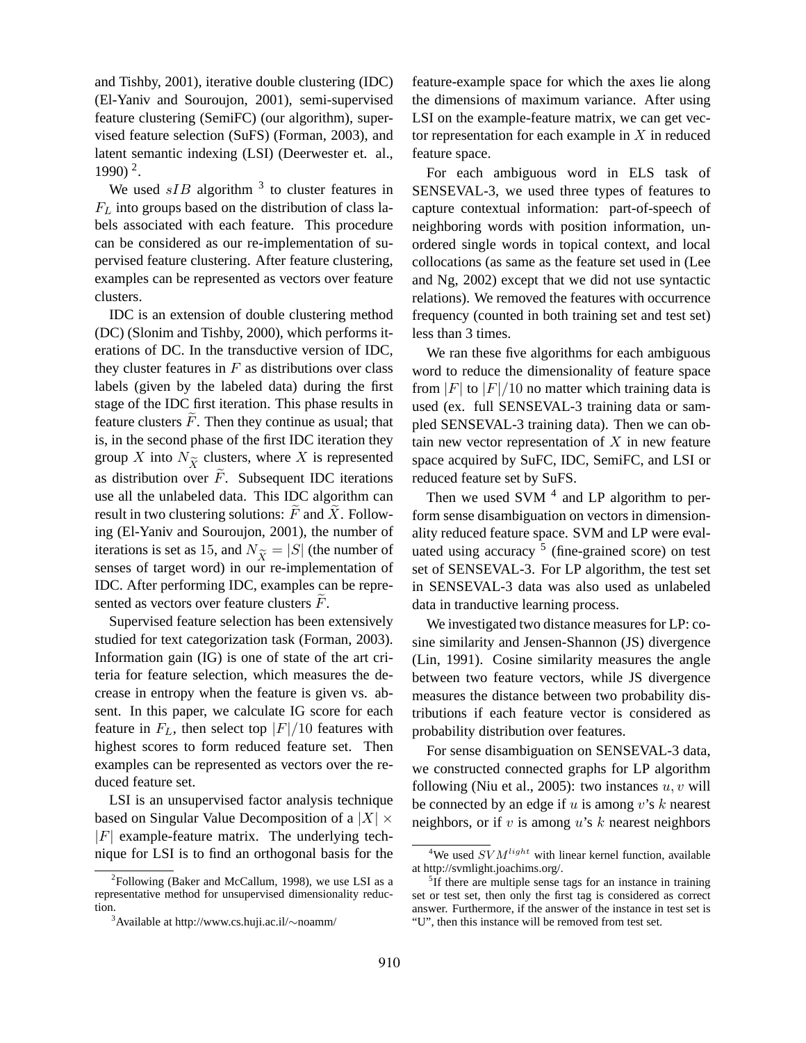and Tishby, 2001), iterative double clustering (IDC) (El-Yaniv and Souroujon, 2001), semi-supervised feature clustering (SemiFC) (our algorithm), supervised feature selection (SuFS) (Forman, 2003), and latent semantic indexing (LSI) (Deerwester et. al., 1990) [2].

We used $sIB$ algorithm [3] to cluster features in $F_L$ into groups based on the distribution of class labels associated with each feature. This procedure can be considered as our re-implementation of supervised feature clustering. After feature clustering, examples can be represented as vectors over feature clusters.

IDC is an extension of double clustering method (DC) (Slonim and Tishby, 2000), which performs iterations of DC. In the transductive version of IDC, they cluster features in $F$ as distributions over class labels (given by the labeled data) during the first stage of the IDC first iteration. This phase results in feature clusters $\widetilde{F}$. Then they continue as usual; that is, in the second phase of the first IDC iteration they group $X$ into $N_{\widetilde{X}}$ clusters, where $X$ is represented as distribution over $\widetilde{F}$. Subsequent IDC iterations use all the unlabeled data. This IDC algorithm can result in two clustering solutions: $\widetilde{F}$ and $\widetilde{X}$. Following (El-Yaniv and Souroujon, 2001), the number of iterations is set as 15, and $N_{\widetilde{X}} = |S|$ (the number of senses of target word) in our re-implementation of IDC. After performing IDC, examples can be represented as vectors over feature clusters $\widetilde{F}$.

Supervised feature selection has been extensively studied for text categorization task (Forman, 2003). Information gain (IG) is one of state of the art criteria for feature selection, which measures the decrease in entropy when the feature is given vs. absent. In this paper, we calculate IG score for each feature in $F_L$, then select top $|F|/10$ features with highest scores to form reduced feature set. Then examples can be represented as vectors over the reduced feature set.

LSI is an unsupervised factor analysis technique based on Singular Value Decomposition of a $|X| \times |F|$ example-feature matrix. The underlying technique for LSI is to find an orthogonal basis for the feature-example space for which the axes lie along the dimensions of maximum variance. After using LSI on the example-feature matrix, we can get vector representation for each example in $X$ in reduced feature space.

For each ambiguous word in ELS task of SENSEVAL-3, we used three types of features to capture contextual information: part-of-speech of neighboring words with position information, unordered single words in topical context, and local collocations (as same as the feature set used in (Lee and Ng, 2002) except that we did not use syntactic relations). We removed the features with occurrence frequency (counted in both training set and test set) less than 3 times.

We ran these five algorithms for each ambiguous word to reduce the dimensionality of feature space from $|F|$ to $|F|/10$ no matter which training data is used (ex. full SENSEVAL-3 training data or sampled SENSEVAL-3 training data). Then we can obtain new vector representation of $X$ in new feature space acquired by SuFC, IDC, SemiFC, and LSI or reduced feature set by SuFS.

Then we used SVM [4] and LP algorithm to perform sense disambiguation on vectors in dimensionality reduced feature space. SVM and LP were evaluated using accuracy [5] (fine-grained score) on test set of SENSEVAL-3. For LP algorithm, the test set in SENSEVAL-3 data was also used as unlabeled data in tranductive learning process.

We investigated two distance measures for LP: cosine similarity and Jensen-Shannon (JS) divergence (Lin, 1991). Cosine similarity measures the angle between two feature vectors, while JS divergence measures the distance between two probability distributions if each feature vector is considered as probability distribution over features.

For sense disambiguation on SENSEVAL-3 data, we constructed connected graphs for LP algorithm following (Niu et al., 2005): two instances $u, v$ will be connected by an edge if $u$ is among $v$'s $k$ nearest neighbors, or if $v$ is among $u$'s $k$ nearest neighbors

---

[2] Following (Baker and McCallum, 1998), we use LSI as a representative method for unsupervised dimensionality reduction.

[3] Available at http://www.cs.huji.ac.il/∼noamm/

[4] We used $SVM^{light}$ with linear kernel function, available at http://svmlight.joachims.org/.

[5] If there are multiple sense tags for an instance in training set or test set, then only the first tag is considered as correct answer. Furthermore, if the answer of the instance in test set is "U", then this instance will be removed from test set.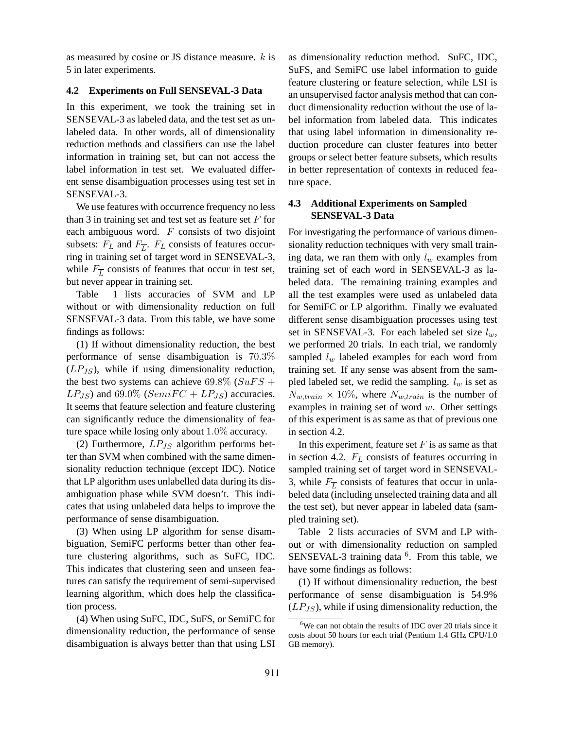as measured by cosine or JS distance measure. $k$ is 5 in later experiments.

### 4.2 Experiments on Full SENSEVAL-3 Data

In this experiment, we took the training set in SENSEVAL-3 as labeled data, and the test set as unlabeled data. In other words, all of dimensionality reduction methods and classifiers can use the label information in training set, but can not access the label information in test set. We evaluated different sense disambiguation processes using test set in SENSEVAL-3.

We use features with occurrence frequency no less than 3 in training set and test set as feature set $F$ for each ambiguous word. $F$ consists of two disjoint subsets: $F_L$ and $F_{\overline{L}}$. $F_L$ consists of features occurring in training set of target word in SENSEVAL-3, while $F_{\overline{L}}$ consists of features that occur in test set, but never appear in training set.

Table 1 lists accuracies of SVM and LP without or with dimensionality reduction on full SENSEVAL-3 data. From this table, we have some findings as follows:

(1) If without dimensionality reduction, the best performance of sense disambiguation is $70.3\%$ ($LP_{JS}$), while if using dimensionality reduction, the best two systems can achieve $69.8\%$ ($SuFS + LP_{JS}$) and $69.0\%$ ($SemiFC + LP_{JS}$) accuracies. It seems that feature selection and feature clustering can significantly reduce the dimensionality of feature space while losing only about $1.0\%$ accuracy.

(2) Furthermore, $LP_{JS}$ algorithm performs better than SVM when combined with the same dimensionality reduction technique (except IDC). Notice that LP algorithm uses unlabelled data during its disambiguation phase while SVM doesn't. This indicates that using unlabeled data helps to improve the performance of sense disambiguation.

(3) When using LP algorithm for sense disambiguation, SemiFC performs better than other feature clustering algorithms, such as SuFC, IDC. This indicates that clustering seen and unseen features can satisfy the requirement of semi-supervised learning algorithm, which does help the classification process.

(4) When using SuFC, IDC, SuFS, or SemiFC for dimensionality reduction, the performance of sense disambiguation is always better than that using LSI as dimensionality reduction method. SuFC, IDC, SuFS, and SemiFC use label information to guide feature clustering or feature selection, while LSI is an unsupervised factor analysis method that can conduct dimensionality reduction without the use of label information from labeled data. This indicates that using label information in dimensionality reduction procedure can cluster features into better groups or select better feature subsets, which results in better representation of contexts in reduced feature space.

### 4.3 Additional Experiments on Sampled SENSEVAL-3 Data

For investigating the performance of various dimensionality reduction techniques with very small training data, we ran them with only $l_w$ examples from training set of each word in SENSEVAL-3 as labeled data. The remaining training examples and all the test examples were used as unlabeled data for SemiFC or LP algorithm. Finally we evaluated different sense disambiguation processes using test set in SENSEVAL-3. For each labeled set size $l_w$, we performed 20 trials. In each trial, we randomly sampled $l_w$ labeled examples for each word from training set. If any sense was absent from the sampled labeled set, we redid the sampling. $l_w$ is set as $N_{w,train} \times 10\%$, where $N_{w,train}$ is the number of examples in training set of word $w$. Other settings of this experiment is as same as that of previous one in section 4.2.

In this experiment, feature set $F$ is as same as that in section 4.2. $F_L$ consists of features occurring in sampled training set of target word in SENSEVAL-3, while $F_{\overline{L}}$ consists of features that occur in unlabeled data (including unselected training data and all the test set), but never appear in labeled data (sampled training set).

Table 2 lists accuracies of SVM and LP without or with dimensionality reduction on sampled SENSEVAL-3 training data [6]. From this table, we have some findings as follows:

(1) If without dimensionality reduction, the best performance of sense disambiguation is 54.9% ($LP_{JS}$), while if using dimensionality reduction, the

[6] We can not obtain the results of IDC over 20 trials since it costs about 50 hours for each trial (Pentium 1.4 GHz CPU/1.0 GB memory).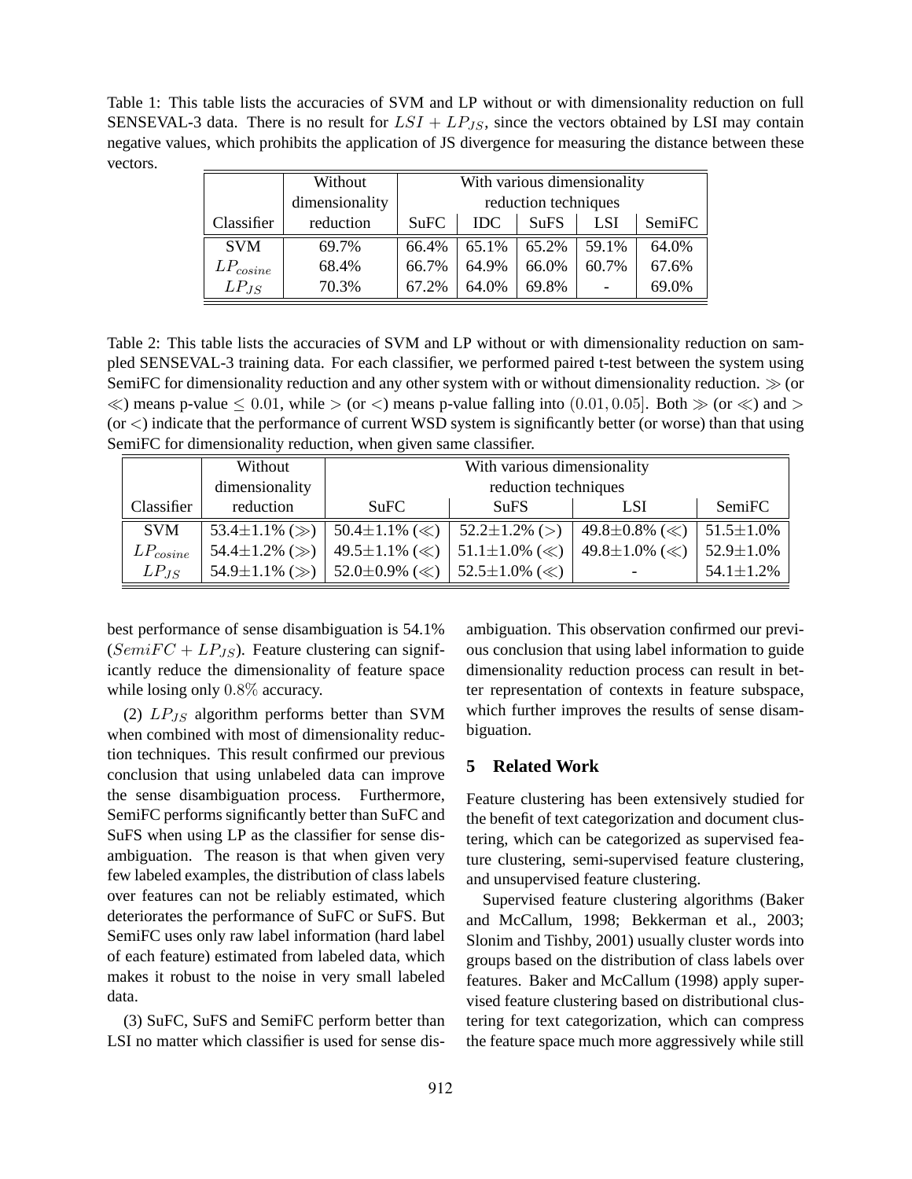Table 1: This table lists the accuracies of SVM and LP without or with dimensionality reduction on full SENSEVAL-3 data. There is no result for $LSI + LP_{JS}$, since the vectors obtained by LSI may contain negative values, which prohibits the application of JS divergence for measuring the distance between these vectors.

| Classifier | Without dimensionality reduction | With various dimensionality reduction techniques | | | | |
|---|---|---|---|---|---|---|
| | | SuFC | IDC | SuFS | LSI | SemiFC |
| SVM | 69.7% | 66.4% | 65.1% | 65.2% | 59.1% | 64.0% |
| $LP_{cosine}$ | 68.4% | 66.7% | 64.9% | 66.0% | 60.7% | 67.6% |
| $LP_{JS}$ | 70.3% | 67.2% | 64.0% | 69.8% | - | 69.0% |

Table 2: This table lists the accuracies of SVM and LP without or with dimensionality reduction on sampled SENSEVAL-3 training data. For each classifier, we performed paired t-test between the system using SemiFC for dimensionality reduction and any other system with or without dimensionality reduction. $\gg$ (or $\ll$) means p-value $\leq 0.01$, while $>$ (or $<$) means p-value falling into $(0.01, 0.05]$. Both $\gg$ (or $\ll$) and $>$ (or $<$) indicate that the performance of current WSD system is significantly better (or worse) than that using SemiFC for dimensionality reduction, when given same classifier.

| Classifier | Without dimensionality reduction | With various dimensionality reduction techniques | | | |
|---|---|---|---|---|---|
| | | SuFC | SuFS | LSI | SemiFC |
| SVM | 53.4±1.1% ($\gg$) | 50.4±1.1% ($\ll$) | 52.2±1.2% ($>$) | 49.8±0.8% ($\ll$) | 51.5±1.0% |
| $LP_{cosine}$ | 54.4±1.2% ($\gg$) | 49.5±1.1% ($\ll$) | 51.1±1.0% ($\ll$) | 49.8±1.0% ($\ll$) | 52.9±1.0% |
| $LP_{JS}$ | 54.9±1.1% ($\gg$) | 52.0±0.9% ($\ll$) | 52.5±1.0% ($\ll$) | - | 54.1±1.2% |

best performance of sense disambiguation is 54.1% ($SemiFC + LP_{JS}$). Feature clustering can significantly reduce the dimensionality of feature space while losing only $0.8\%$ accuracy.

(2) $LP_{JS}$ algorithm performs better than SVM when combined with most of dimensionality reduction techniques. This result confirmed our previous conclusion that using unlabeled data can improve the sense disambiguation process. Furthermore, SemiFC performs significantly better than SuFC and SuFS when using LP as the classifier for sense disambiguation. The reason is that when given very few labeled examples, the distribution of class labels over features can not be reliably estimated, which deteriorates the performance of SuFC or SuFS. But SemiFC uses only raw label information (hard label of each feature) estimated from labeled data, which makes it robust to the noise in very small labeled data.

(3) SuFC, SuFS and SemiFC perform better than LSI no matter which classifier is used for sense disambiguation. This observation confirmed our previous conclusion that using label information to guide dimensionality reduction process can result in better representation of contexts in feature subspace, which further improves the results of sense disambiguation.

## 5 Related Work

Feature clustering has been extensively studied for the benefit of text categorization and document clustering, which can be categorized as supervised feature clustering, semi-supervised feature clustering, and unsupervised feature clustering.

Supervised feature clustering algorithms (Baker and McCallum, 1998; Bekkerman et al., 2003; Slonim and Tishby, 2001) usually cluster words into groups based on the distribution of class labels over features. Baker and McCallum (1998) apply supervised feature clustering based on distributional clustering for text categorization, which can compress the feature space much more aggressively while still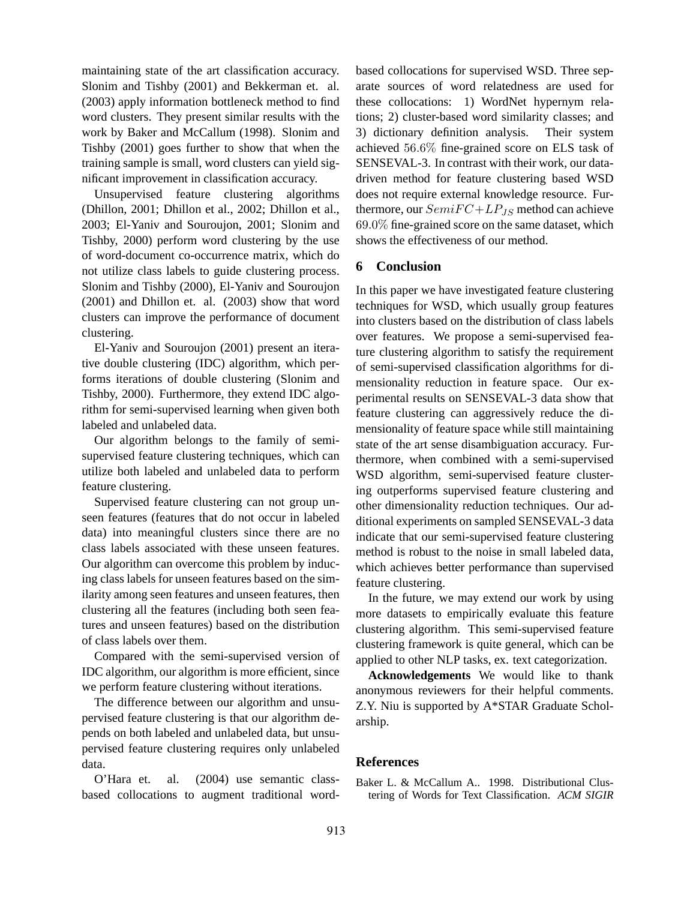maintaining state of the art classification accuracy. Slonim and Tishby (2001) and Bekkerman et. al. (2003) apply information bottleneck method to find word clusters. They present similar results with the work by Baker and McCallum (1998). Slonim and Tishby (2001) goes further to show that when the training sample is small, word clusters can yield significant improvement in classification accuracy.

Unsupervised feature clustering algorithms (Dhillon, 2001; Dhillon et al., 2002; Dhillon et al., 2003; El-Yaniv and Souroujon, 2001; Slonim and Tishby, 2000) perform word clustering by the use of word-document co-occurrence matrix, which do not utilize class labels to guide clustering process. Slonim and Tishby (2000), El-Yaniv and Souroujon (2001) and Dhillon et. al. (2003) show that word clusters can improve the performance of document clustering.

El-Yaniv and Souroujon (2001) present an iterative double clustering (IDC) algorithm, which performs iterations of double clustering (Slonim and Tishby, 2000). Furthermore, they extend IDC algorithm for semi-supervised learning when given both labeled and unlabeled data.

Our algorithm belongs to the family of semi-supervised feature clustering techniques, which can utilize both labeled and unlabeled data to perform feature clustering.

Supervised feature clustering can not group unseen features (features that do not occur in labeled data) into meaningful clusters since there are no class labels associated with these unseen features. Our algorithm can overcome this problem by inducing class labels for unseen features based on the similarity among seen features and unseen features, then clustering all the features (including both seen features and unseen features) based on the distribution of class labels over them.

Compared with the semi-supervised version of IDC algorithm, our algorithm is more efficient, since we perform feature clustering without iterations.

The difference between our algorithm and unsupervised feature clustering is that our algorithm depends on both labeled and unlabeled data, but unsupervised feature clustering requires only unlabeled data.

O'Hara et. al. (2004) use semantic class-based collocations to augment traditional word-based collocations for supervised WSD. Three separate sources of word relatedness are used for these collocations: 1) WordNet hypernym relations; 2) cluster-based word similarity classes; and 3) dictionary definition analysis. Their system achieved $56.6\%$ fine-grained score on ELS task of SENSEVAL-3. In contrast with their work, our data-driven method for feature clustering based WSD does not require external knowledge resource. Furthermore, our $SemiFC+LP_{JS}$ method can achieve $69.0\%$ fine-grained score on the same dataset, which shows the effectiveness of our method.

## 6 Conclusion

In this paper we have investigated feature clustering techniques for WSD, which usually group features into clusters based on the distribution of class labels over features. We propose a semi-supervised feature clustering algorithm to satisfy the requirement of semi-supervised classification algorithms for dimensionality reduction in feature space. Our experimental results on SENSEVAL-3 data show that feature clustering can aggressively reduce the dimensionality of feature space while still maintaining state of the art sense disambiguation accuracy. Furthermore, when combined with a semi-supervised WSD algorithm, semi-supervised feature clustering outperforms supervised feature clustering and other dimensionality reduction techniques. Our additional experiments on sampled SENSEVAL-3 data indicate that our semi-supervised feature clustering method is robust to the noise in small labeled data, which achieves better performance than supervised feature clustering.

In the future, we may extend our work by using more datasets to empirically evaluate this feature clustering algorithm. This semi-supervised feature clustering framework is quite general, which can be applied to other NLP tasks, ex. text categorization.

**Acknowledgements** We would like to thank anonymous reviewers for their helpful comments. Z.Y. Niu is supported by A*STAR Graduate Scholarship.

## References

Baker L. & McCallum A.. 1998. Distributional Clustering of Words for Text Classification. *ACM SIGIR*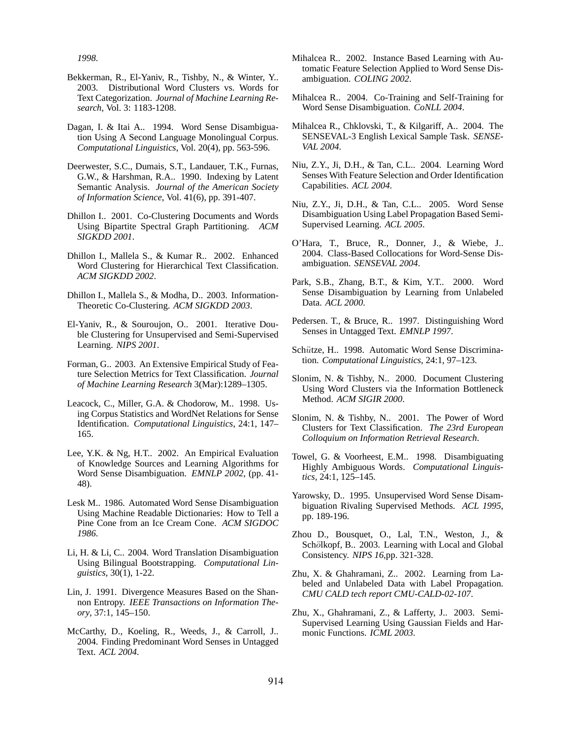*1998*.

Bekkerman, R., El-Yaniv, R., Tishby, N., & Winter, Y.. 2003. Distributional Word Clusters vs. Words for Text Categorization. *Journal of Machine Learning Research*, Vol. 3: 1183-1208.

Dagan, I. & Itai A.. 1994. Word Sense Disambiguation Using A Second Language Monolingual Corpus. *Computational Linguistics*, Vol. 20(4), pp. 563-596.

Deerwester, S.C., Dumais, S.T., Landauer, T.K., Furnas, G.W., & Harshman, R.A.. 1990. Indexing by Latent Semantic Analysis. *Journal of the American Society of Information Science*, Vol. 41(6), pp. 391-407.

Dhillon I.. 2001. Co-Clustering Documents and Words Using Bipartite Spectral Graph Partitioning. *ACM SIGKDD 2001*.

Dhillon I., Mallela S., & Kumar R.. 2002. Enhanced Word Clustering for Hierarchical Text Classification. *ACM SIGKDD 2002*.

Dhillon I., Mallela S., & Modha, D.. 2003. Information-Theoretic Co-Clustering. *ACM SIGKDD 2003*.

El-Yaniv, R., & Souroujon, O.. 2001. Iterative Double Clustering for Unsupervised and Semi-Supervised Learning. *NIPS 2001*.

Forman, G.. 2003. An Extensive Empirical Study of Feature Selection Metrics for Text Classification. *Journal of Machine Learning Research* 3(Mar):1289–1305.

Leacock, C., Miller, G.A. & Chodorow, M.. 1998. Using Corpus Statistics and WordNet Relations for Sense Identification. *Computational Linguistics*, 24:1, 147–165.

Lee, Y.K. & Ng, H.T.. 2002. An Empirical Evaluation of Knowledge Sources and Learning Algorithms for Word Sense Disambiguation. *EMNLP 2002*, (pp. 41-48).

Lesk M.. 1986. Automated Word Sense Disambiguation Using Machine Readable Dictionaries: How to Tell a Pine Cone from an Ice Cream Cone. *ACM SIGDOC 1986*.

Li, H. & Li, C.. 2004. Word Translation Disambiguation Using Bilingual Bootstrapping. *Computational Linguistics*, 30(1), 1-22.

Lin, J. 1991. Divergence Measures Based on the Shannon Entropy. *IEEE Transactions on Information Theory*, 37:1, 145–150.

McCarthy, D., Koeling, R., Weeds, J., & Carroll, J.. 2004. Finding Predominant Word Senses in Untagged Text. *ACL 2004*.

Mihalcea R.. 2002. Instance Based Learning with Automatic Feature Selection Applied to Word Sense Disambiguation. *COLING 2002*.

Mihalcea R.. 2004. Co-Training and Self-Training for Word Sense Disambiguation. *CoNLL 2004*.

Mihalcea R., Chklovski, T., & Kilgariff, A.. 2004. The SENSEVAL-3 English Lexical Sample Task. *SENSEVAL 2004*.

Niu, Z.Y., Ji, D.H., & Tan, C.L.. 2004. Learning Word Senses With Feature Selection and Order Identification Capabilities. *ACL 2004*.

Niu, Z.Y., Ji, D.H., & Tan, C.L.. 2005. Word Sense Disambiguation Using Label Propagation Based Semi-Supervised Learning. *ACL 2005*.

O'Hara, T., Bruce, R., Donner, J., & Wiebe, J.. 2004. Class-Based Collocations for Word-Sense Disambiguation. *SENSEVAL 2004*.

Park, S.B., Zhang, B.T., & Kim, Y.T.. 2000. Word Sense Disambiguation by Learning from Unlabeled Data. *ACL 2000*.

Pedersen. T., & Bruce, R.. 1997. Distinguishing Word Senses in Untagged Text. *EMNLP 1997*.

Schütze, H.. 1998. Automatic Word Sense Discrimination. *Computational Linguistics*, 24:1, 97–123.

Slonim, N. & Tishby, N.. 2000. Document Clustering Using Word Clusters via the Information Bottleneck Method. *ACM SIGIR 2000*.

Slonim, N. & Tishby, N.. 2001. The Power of Word Clusters for Text Classification. *The 23rd European Colloquium on Information Retrieval Research*.

Towel, G. & Voorheest, E.M.. 1998. Disambiguating Highly Ambiguous Words. *Computational Linguistics*, 24:1, 125–145.

Yarowsky, D.. 1995. Unsupervised Word Sense Disambiguation Rivaling Supervised Methods. *ACL 1995*, pp. 189-196.

Zhou D., Bousquet, O., Lal, T.N., Weston, J., & Schölkopf, B.. 2003. Learning with Local and Global Consistency. *NIPS 16*,pp. 321-328.

Zhu, X. & Ghahramani, Z.. 2002. Learning from Labeled and Unlabeled Data with Label Propagation. *CMU CALD tech report CMU-CALD-02-107*.

Zhu, X., Ghahramani, Z., & Lafferty, J.. 2003. Semi-Supervised Learning Using Gaussian Fields and Harmonic Functions. *ICML 2003*.